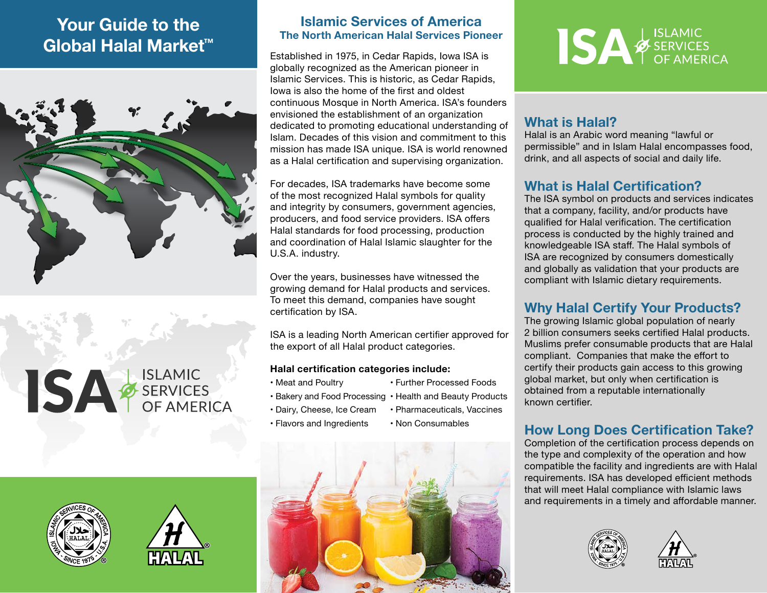# Your Guide to the Global Halal Market™

ISA ISLAMIC SERVICES OF AMERICA

## Islamic Services of America

### The North American Halal Services Pioneer

Established in 1975, in Cedar Rapids, Iowa ISA is globally recognized as the American pioneer in Islamic Services. This is historic, as Cedar Rapids, Iowa is also the home of the first and oldest continuous Mosque in North America. ISA's founders envisioned the establishment of an organization dedicated to promoting educational understanding of Islam. Decades of this vision and commitment to this mission has made ISA unique. ISA is world renowned as a Halal certification and supervising organization.

For decades, ISA trademarks have become some of the most recognized Halal symbols for quality and integrity by consumers, government agencies, producers, and food service providers. ISA offers Halal standards for food processing, production and coordination of Halal Islamic slaughter for the U.S.A. industry.

Over the years, businesses have witnessed the growing demand for Halal products and services. To meet this demand, companies have sought certification by ISA.

ISA is a leading North American certifier approved for the export of all Halal product categories.

**Halal certification categories include:**

- Meat and Poultry
- Bakery and Food Processing
- Dairy, Cheese, Ice Cream
- Flavors and Ingredients
- Further Processed Foods
- Health and Beauty Products
- Pharmaceuticals, Vaccines
- Non Consumables

ISA ISLAMIC SERVICES OF AMERICA

## What is Halal?

Halal is an Arabic word meaning "lawful or permissible" and in Islam Halal encompasses food, drink, and all aspects of social and daily life.

## What is Halal Certification?

The ISA symbol on products and services indicates that a company, facility, and/or products have qualified for Halal verification. The certification process is conducted by the highly trained and knowledgeable ISA staff. The Halal symbols of ISA are recognized by consumers domestically and globally as validation that your products are compliant with Islamic dietary requirements.

## Why Halal Certify Your Products?

The growing Islamic global population of nearly 2 billion consumers seeks certified Halal products. Muslims prefer consumable products that are Halal compliant. Companies that make the effort to certify their products gain access to this growing global market, but only when certification is obtained from a reputable internationally known certifier.

## How Long Does Certification Take?

Completion of the certification process depends on the type and complexity of the operation and how compatible the facility and ingredients are with Halal requirements. ISA has developed efficient methods that will meet Halal compliance with Islamic laws and requirements in a timely and affordable manner.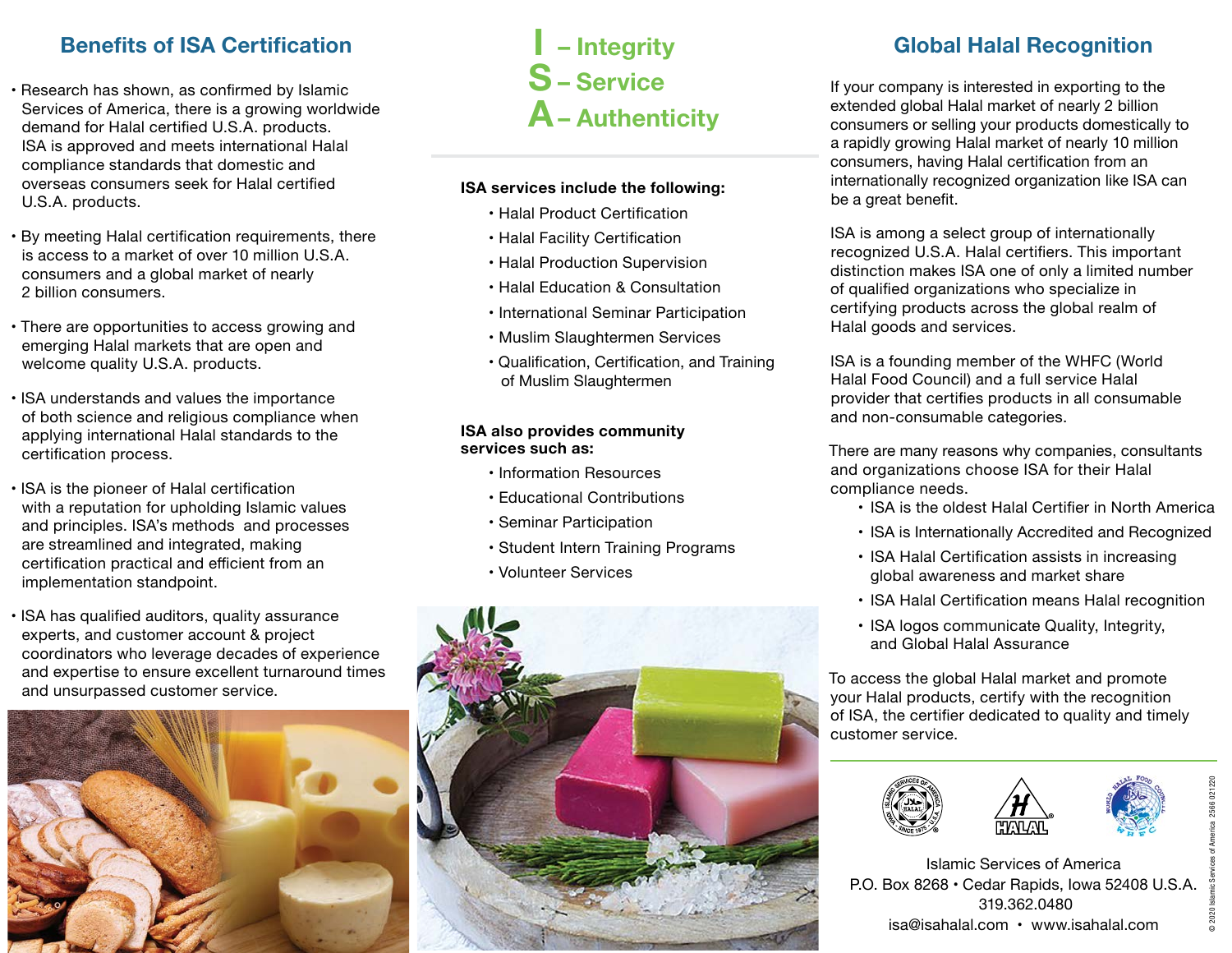## Benefits of ISA Certification

- Research has shown, as confirmed by Islamic Services of America, there is a growing worldwide demand for Halal certified U.S.A. products. ISA is approved and meets international Halal compliance standards that domestic and overseas consumers seek for Halal certified U.S.A. products.
- By meeting Halal certification requirements, there is access to a market of over 10 million U.S.A. consumers and a global market of nearly 2 billion consumers.
- There are opportunities to access growing and emerging Halal markets that are open and welcome quality U.S.A. products.
- ISA understands and values the importance of both science and religious compliance when applying international Halal standards to the certification process.
- ISA is the pioneer of Halal certification with a reputation for upholding Islamic values and principles. ISA's methods and processes are streamlined and integrated, making certification practical and efficient from an implementation standpoint.
- ISA has qualified auditors, quality assurance experts, and customer account & project coordinators who leverage decades of experience and expertise to ensure excellent turnaround times and unsurpassed customer service.

**I** – Integrity
**S** – Service
**A** – Authenticity

**ISA services include the following:**

- Halal Product Certification
- Halal Facility Certification
- Halal Production Supervision
- Halal Education & Consultation
- International Seminar Participation
- Muslim Slaughtermen Services
- Qualification, Certification, and Training of Muslim Slaughtermen

**ISA also provides community services such as:**

- Information Resources
- Educational Contributions
- Seminar Participation
- Student Intern Training Programs
- Volunteer Services

## Global Halal Recognition

If your company is interested in exporting to the extended global Halal market of nearly 2 billion consumers or selling your products domestically to a rapidly growing Halal market of nearly 10 million consumers, having Halal certification from an internationally recognized organization like ISA can be a great benefit.

ISA is among a select group of internationally recognized U.S.A. Halal certifiers. This important distinction makes ISA one of only a limited number of qualified organizations who specialize in certifying products across the global realm of Halal goods and services.

ISA is a founding member of the WHFC (World Halal Food Council) and a full service Halal provider that certifies products in all consumable and non-consumable categories.

There are many reasons why companies, consultants and organizations choose ISA for their Halal compliance needs.

- ISA is the oldest Halal Certifier in North America
- ISA is Internationally Accredited and Recognized
- ISA Halal Certification assists in increasing global awareness and market share
- ISA Halal Certification means Halal recognition
- ISA logos communicate Quality, Integrity, and Global Halal Assurance

To access the global Halal market and promote your Halal products, certify with the recognition of ISA, the certifier dedicated to quality and timely customer service.

Islamic Services of America
P.O. Box 8268 • Cedar Rapids, Iowa 52408 U.S.A.
319.362.0480
isa@isahalal.com • www.isahalal.com

© 2020 Islamic Services of America 2566 021220